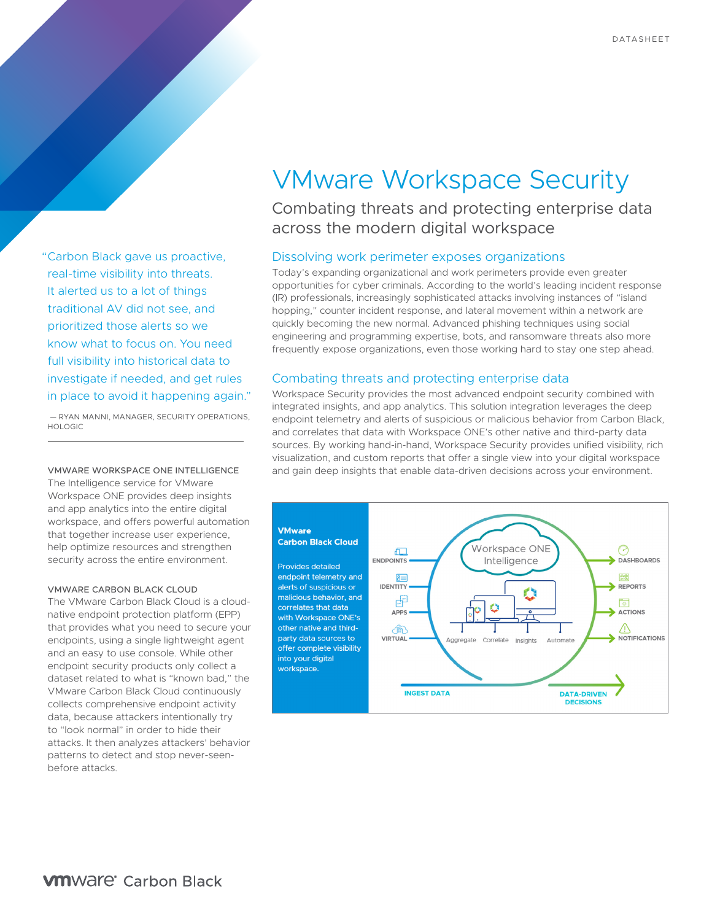DATASHEET

# VMware Workspace Security

## Combating threats and protecting enterprise data across the modern digital workspace

### Dissolving work perimeter exposes organizations

Today's expanding organizational and work perimeters provide even greater opportunities for cyber criminals. According to the world's leading incident response (IR) professionals, increasingly sophisticated attacks involving instances of "island hopping," counter incident response, and lateral movement within a network are quickly becoming the new normal. Advanced phishing techniques using social engineering and programming expertise, bots, and ransomware threats also more frequently expose organizations, even those working hard to stay one step ahead.

### Combating threats and protecting enterprise data

Workspace Security provides the most advanced endpoint security combined with integrated insights, and app analytics. This solution integration leverages the deep endpoint telemetry and alerts of suspicious or malicious behavior from Carbon Black, and correlates that data with Workspace ONE's other native and third-party data sources. By working hand-in-hand, Workspace Security provides unified visibility, rich visualization, and custom reports that offer a single view into your digital workspace and gain deep insights that enable data-driven decisions across your environment.

**VMware Carbon Black Cloud**

Provides detailed endpoint telemetry and alerts of suspicious or malicious behavior, and correlates that data with Workspace ONE's other native and third-party data sources to offer complete visibility into your digital workspace.

ENDPOINTS · IDENTITY · APPS · VIRTUAL → Workspace ONE Intelligence (Aggregate · Correlate · Insights · Automate) → DASHBOARDS · REPORTS · ACTIONS · NOTIFICATIONS

INGEST DATA → DATA-DRIVEN DECISIONS

> "Carbon Black gave us proactive, real-time visibility into threats. It alerted us to a lot of things traditional AV did not see, and prioritized those alerts so we know what to focus on. You need full visibility into historical data to investigate if needed, and get rules in place to avoid it happening again."
>
> — RYAN MANNI, MANAGER, SECURITY OPERATIONS, HOLOGIC

**VMWARE WORKSPACE ONE INTELLIGENCE**

The Intelligence service for VMware Workspace ONE provides deep insights and app analytics into the entire digital workspace, and offers powerful automation that together increase user experience, help optimize resources and strengthen security across the entire environment.

**VMWARE CARBON BLACK CLOUD**

The VMware Carbon Black Cloud is a cloud-native endpoint protection platform (EPP) that provides what you need to secure your endpoints, using a single lightweight agent and an easy to use console. While other endpoint security products only collect a dataset related to what is "known bad," the VMware Carbon Black Cloud continuously collects comprehensive endpoint activity data, because attackers intentionally try to "look normal" in order to hide their attacks. It then analyzes attackers' behavior patterns to detect and stop never-seen-before attacks.

vmware Carbon Black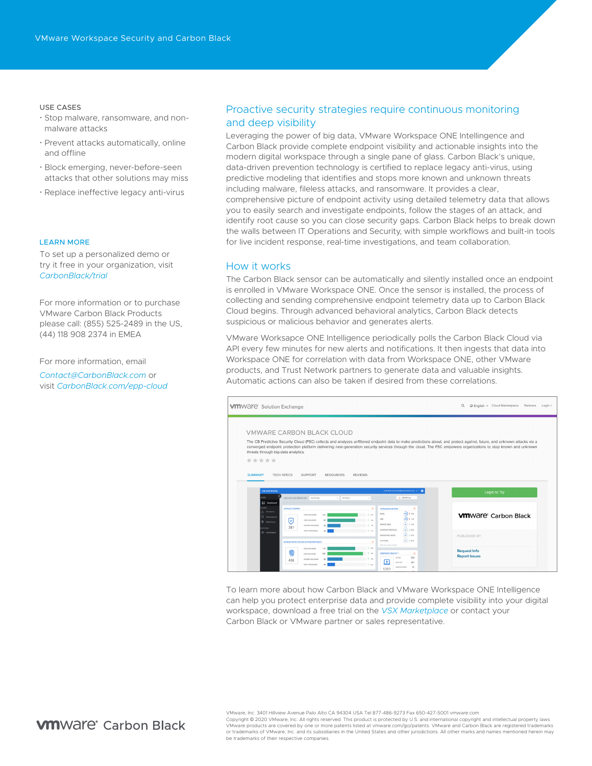USE CASES

- Stop malware, ransomware, and non-malware attacks
- Prevent attacks automatically, online and offline
- Block emerging, never-before-seen attacks that other solutions may miss
- Replace ineffective legacy anti-virus

LEARN MORE

To set up a personalized demo or try it free in your organization, visit *CarbonBlack/trial*

For more information or to purchase VMware Carbon Black Products please call: (855) 525-2489 in the US, (44) 118 908 2374 in EMEA

For more information, email *Contact@CarbonBlack.com* or visit *CarbonBlack.com/epp-cloud*

## Proactive security strategies require continuous monitoring and deep visibility

Leveraging the power of big data, VMware Workspace ONE Intellingence and Carbon Black provide complete endpoint visibility and actionable insights into the modern digital workspace through a single pane of glass. Carbon Black's unique, data-driven prevention technology is certified to replace legacy anti-virus, using predictive modeling that identifies and stops more known and unknown threats including malware, fileless attacks, and ransomware. It provides a clear, comprehensive picture of endpoint activity using detailed telemetry data that allows you to easily search and investigate endpoints, follow the stages of an attack, and identify root cause so you can close security gaps. Carbon Black helps to break down the walls between IT Operations and Security, with simple workflows and built-in tools for live incident response, real-time investigations, and team collaboration.

## How it works

The Carbon Black sensor can be automatically and silently installed once an endpoint is enrolled in VMware Workspace ONE. Once the sensor is installed, the process of collecting and sending comprehensive endpoint telemetry data up to Carbon Black Cloud begins. Through advanced behavioral analytics, Carbon Black detects suspicious or malicious behavior and generates alerts.

VMware Worksapce ONE Intelligence periodically polls the Carbon Black Cloud via API every few minutes for new alerts and notifications. It then ingests that data into Workspace ONE for correlation with data from Workspace ONE, other VMware products, and Trust Network partners to generate data and valuable insights. Automatic actions can also be taken if desired from these correlations.

To learn more about how Carbon Black and VMware Workspace ONE Intelligence can help you protect enterprise data and provide complete visibility into your digital workspace, download a free trial on the *VSX Marketplace* or contact your Carbon Black or VMware partner or sales representative.

VMware, Inc. 3401 Hillview Avenue Palo Alto CA 94304 USA Tel 877-486-9273 Fax 650-427-5001 vmware.com.
Copyright © 2020 VMware, Inc. All rights reserved. This product is protected by U.S. and international copyright and intellectual property laws. VMware products are covered by one or more patents listed at vmware.com/go/patents. VMware and Carbon Black are registered trademarks or trademarks of VMware, Inc. and its subsidiaries in the United States and other jurisdictions. All other marks and names mentioned herein may be trademarks of their respective companies.